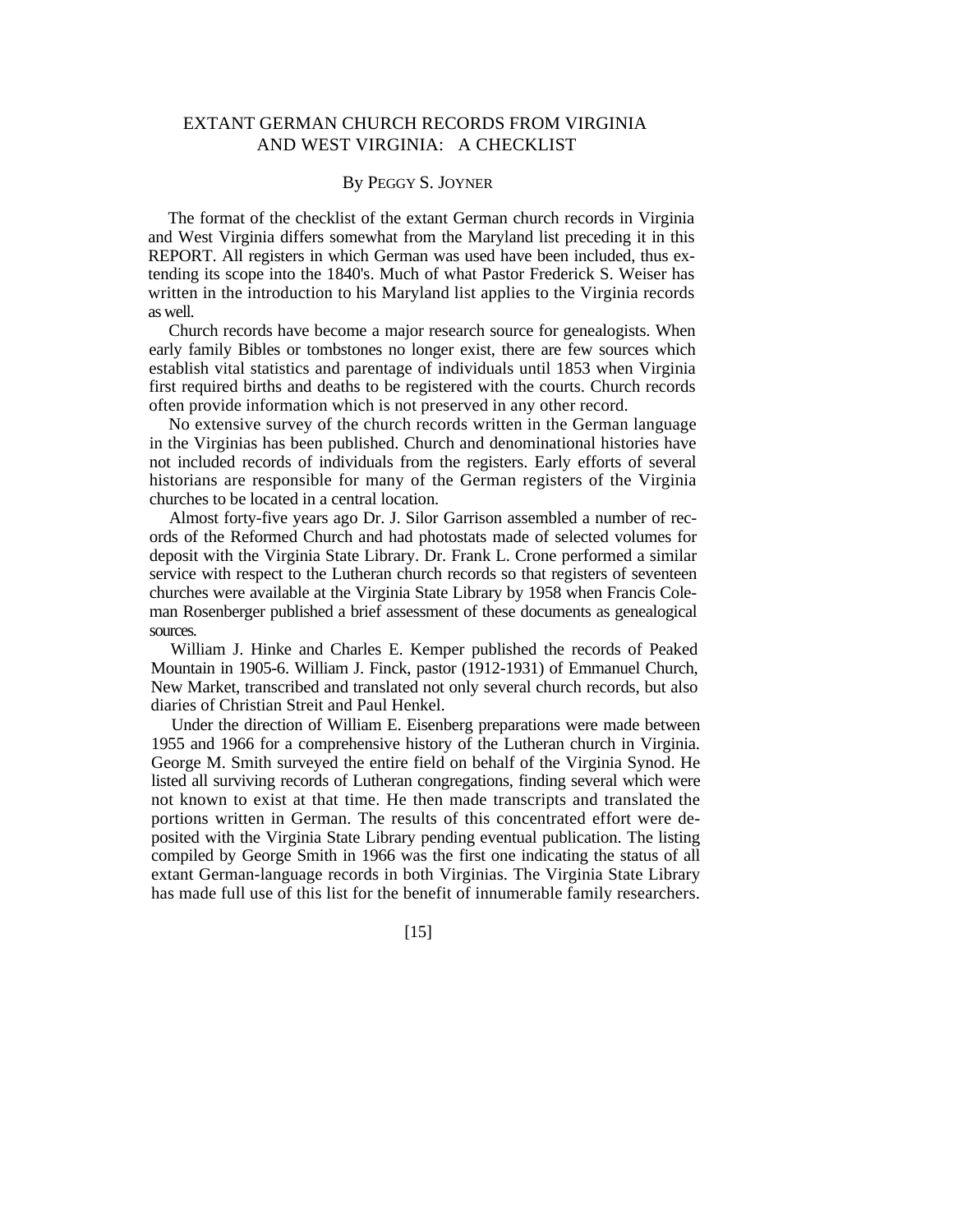# EXTANT GERMAN CHURCH RECORDS FROM VIRGINIA AND WEST VIRGINIA: A CHECKLIST

By PEGGY S. JOYNER

The format of the checklist of the extant German church records in Virginia and West Virginia differs somewhat from the Maryland list preceding it in this REPORT. All registers in which German was used have been included, thus extending its scope into the 1840's. Much of what Pastor Frederick S. Weiser has written in the introduction to his Maryland list applies to the Virginia records as well.

Church records have become a major research source for genealogists. When early family Bibles or tombstones no longer exist, there are few sources which establish vital statistics and parentage of individuals until 1853 when Virginia first required births and deaths to be registered with the courts. Church records often provide information which is not preserved in any other record.

No extensive survey of the church records written in the German language in the Virginias has been published. Church and denominational histories have not included records of individuals from the registers. Early efforts of several historians are responsible for many of the German registers of the Virginia churches to be located in a central location.

Almost forty-five years ago Dr. J. Silor Garrison assembled a number of records of the Reformed Church and had photostats made of selected volumes for deposit with the Virginia State Library. Dr. Frank L. Crone performed a similar service with respect to the Lutheran church records so that registers of seventeen churches were available at the Virginia State Library by 1958 when Francis Coleman Rosenberger published a brief assessment of these documents as genealogical sources.

William J. Hinke and Charles E. Kemper published the records of Peaked Mountain in 1905-6. William J. Finck, pastor (1912-1931) of Emmanuel Church, New Market, transcribed and translated not only several church records, but also diaries of Christian Streit and Paul Henkel.

Under the direction of William E. Eisenberg preparations were made between 1955 and 1966 for a comprehensive history of the Lutheran church in Virginia. George M. Smith surveyed the entire field on behalf of the Virginia Synod. He listed all surviving records of Lutheran congregations, finding several which were not known to exist at that time. He then made transcripts and translated the portions written in German. The results of this concentrated effort were deposited with the Virginia State Library pending eventual publication. The listing compiled by George Smith in 1966 was the first one indicating the status of all extant German-language records in both Virginias. The Virginia State Library has made full use of this list for the benefit of innumerable family researchers.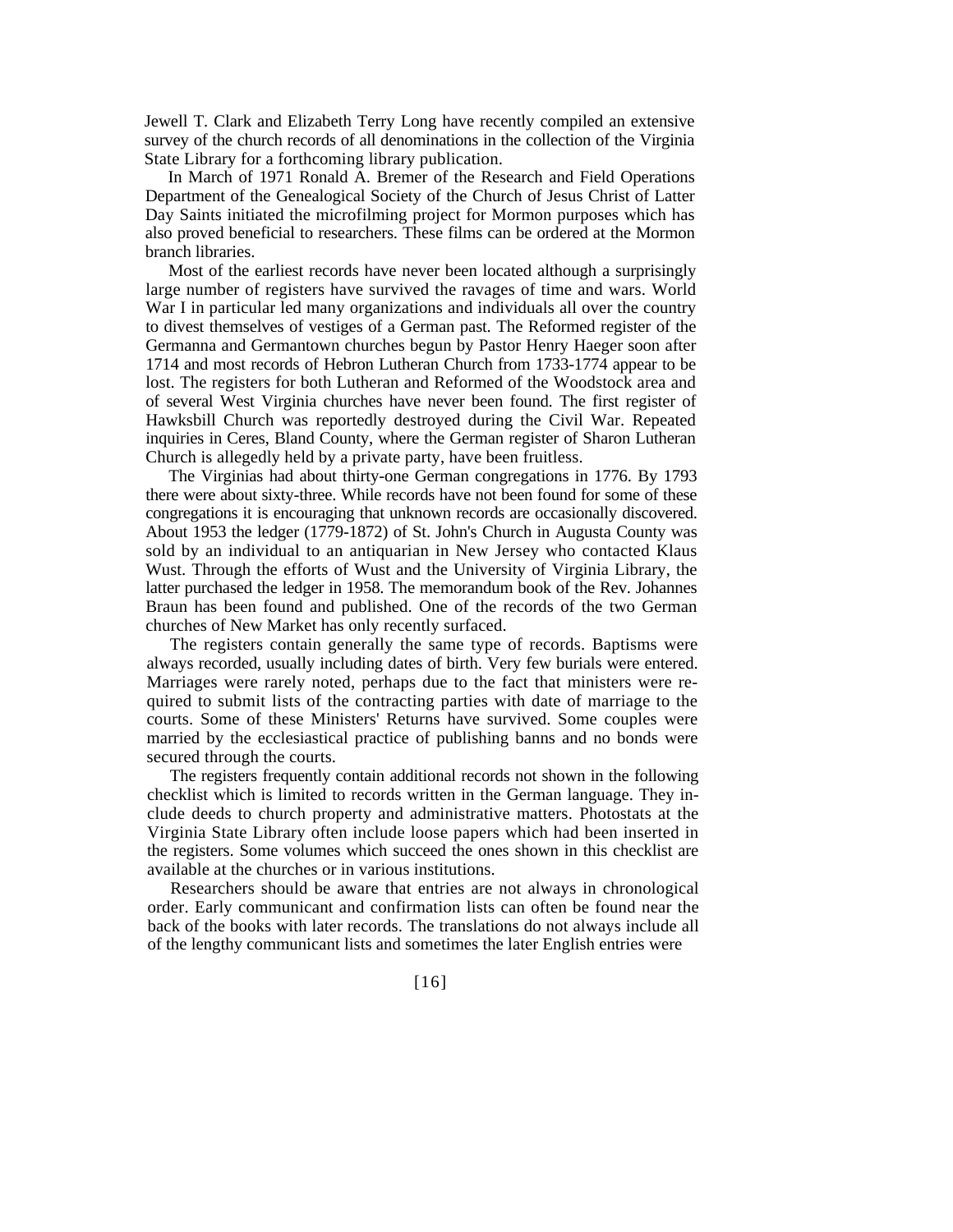Jewell T. Clark and Elizabeth Terry Long have recently compiled an extensive survey of the church records of all denominations in the collection of the Virginia State Library for a forthcoming library publication.

In March of 1971 Ronald A. Bremer of the Research and Field Operations Department of the Genealogical Society of the Church of Jesus Christ of Latter Day Saints initiated the microfilming project for Mormon purposes which has also proved beneficial to researchers. These films can be ordered at the Mormon branch libraries.

Most of the earliest records have never been located although a surprisingly large number of registers have survived the ravages of time and wars. World War I in particular led many organizations and individuals all over the country to divest themselves of vestiges of a German past. The Reformed register of the Germanna and Germantown churches begun by Pastor Henry Haeger soon after 1714 and most records of Hebron Lutheran Church from 1733-1774 appear to be lost. The registers for both Lutheran and Reformed of the Woodstock area and of several West Virginia churches have never been found. The first register of Hawksbill Church was reportedly destroyed during the Civil War. Repeated inquiries in Ceres, Bland County, where the German register of Sharon Lutheran Church is allegedly held by a private party, have been fruitless.

The Virginias had about thirty-one German congregations in 1776. By 1793 there were about sixty-three. While records have not been found for some of these congregations it is encouraging that unknown records are occasionally discovered. About 1953 the ledger (1779-1872) of St. John's Church in Augusta County was sold by an individual to an antiquarian in New Jersey who contacted Klaus Wust. Through the efforts of Wust and the University of Virginia Library, the latter purchased the ledger in 1958. The memorandum book of the Rev. Johannes Braun has been found and published. One of the records of the two German churches of New Market has only recently surfaced.

The registers contain generally the same type of records. Baptisms were always recorded, usually including dates of birth. Very few burials were entered. Marriages were rarely noted, perhaps due to the fact that ministers were required to submit lists of the contracting parties with date of marriage to the courts. Some of these Ministers' Returns have survived. Some couples were married by the ecclesiastical practice of publishing banns and no bonds were secured through the courts.

The registers frequently contain additional records not shown in the following checklist which is limited to records written in the German language. They include deeds to church property and administrative matters. Photostats at the Virginia State Library often include loose papers which had been inserted in the registers. Some volumes which succeed the ones shown in this checklist are available at the churches or in various institutions.

Researchers should be aware that entries are not always in chronological order. Early communicant and confirmation lists can often be found near the back of the books with later records. The translations do not always include all of the lengthy communicant lists and sometimes the later English entries were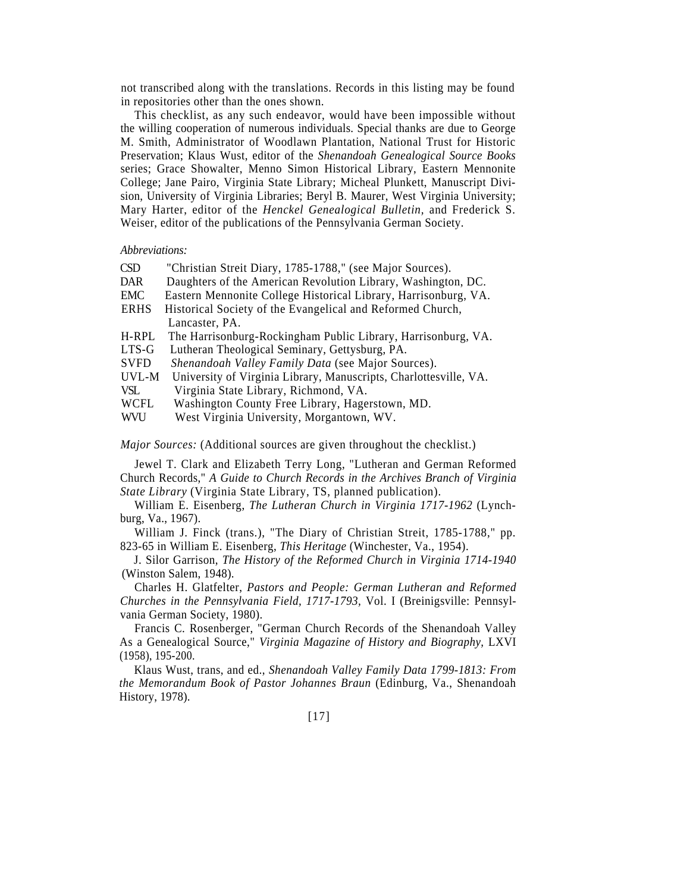not transcribed along with the translations. Records in this listing may be found in repositories other than the ones shown.

This checklist, as any such endeavor, would have been impossible without the willing cooperation of numerous individuals. Special thanks are due to George M. Smith, Administrator of Woodlawn Plantation, National Trust for Historic Preservation; Klaus Wust, editor of the *Shenandoah Genealogical Source Books* series; Grace Showalter, Menno Simon Historical Library, Eastern Mennonite College; Jane Pairo, Virginia State Library; Micheal Plunkett, Manuscript Division, University of Virginia Libraries; Beryl B. Maurer, West Virginia University; Mary Harter, editor of the *Henckel Genealogical Bulletin*, and Frederick S. Weiser, editor of the publications of the Pennsylvania German Society.

*Abbreviations:*

CSD "Christian Streit Diary, 1785-1788," (see Major Sources).
DAR Daughters of the American Revolution Library, Washington, DC.
EMC Eastern Mennonite College Historical Library, Harrisonburg, VA.
ERHS Historical Society of the Evangelical and Reformed Church, Lancaster, PA.
H-RPL The Harrisonburg-Rockingham Public Library, Harrisonburg, VA.
LTS-G Lutheran Theological Seminary, Gettysburg, PA.
SVFD *Shenandoah Valley Family Data* (see Major Sources).
UVL-M University of Virginia Library, Manuscripts, Charlottesville, VA.
VSL Virginia State Library, Richmond, VA.
WCFL Washington County Free Library, Hagerstown, MD.
WVU West Virginia University, Morgantown, WV.

*Major Sources:* (Additional sources are given throughout the checklist.)

Jewel T. Clark and Elizabeth Terry Long, "Lutheran and German Reformed Church Records," *A Guide to Church Records in the Archives Branch of Virginia State Library* (Virginia State Library, TS, planned publication).

William E. Eisenberg, *The Lutheran Church in Virginia 1717-1962* (Lynchburg, Va., 1967).

William J. Finck (trans.), "The Diary of Christian Streit, 1785-1788," pp. 823-65 in William E. Eisenberg, *This Heritage* (Winchester, Va., 1954).

J. Silor Garrison, *The History of the Reformed Church in Virginia 1714-1940* (Winston Salem, 1948).

Charles H. Glatfelter, *Pastors and People: German Lutheran and Reformed Churches in the Pennsylvania Field, 1717-1793*, Vol. I (Breinigsville: Pennsylvania German Society, 1980).

Francis C. Rosenberger, "German Church Records of the Shenandoah Valley As a Genealogical Source," *Virginia Magazine of History and Biography*, LXVI (1958), 195-200.

Klaus Wust, trans, and ed., *Shenandoah Valley Family Data 1799-1813: From the Memorandum Book of Pastor Johannes Braun* (Edinburg, Va., Shenandoah History, 1978).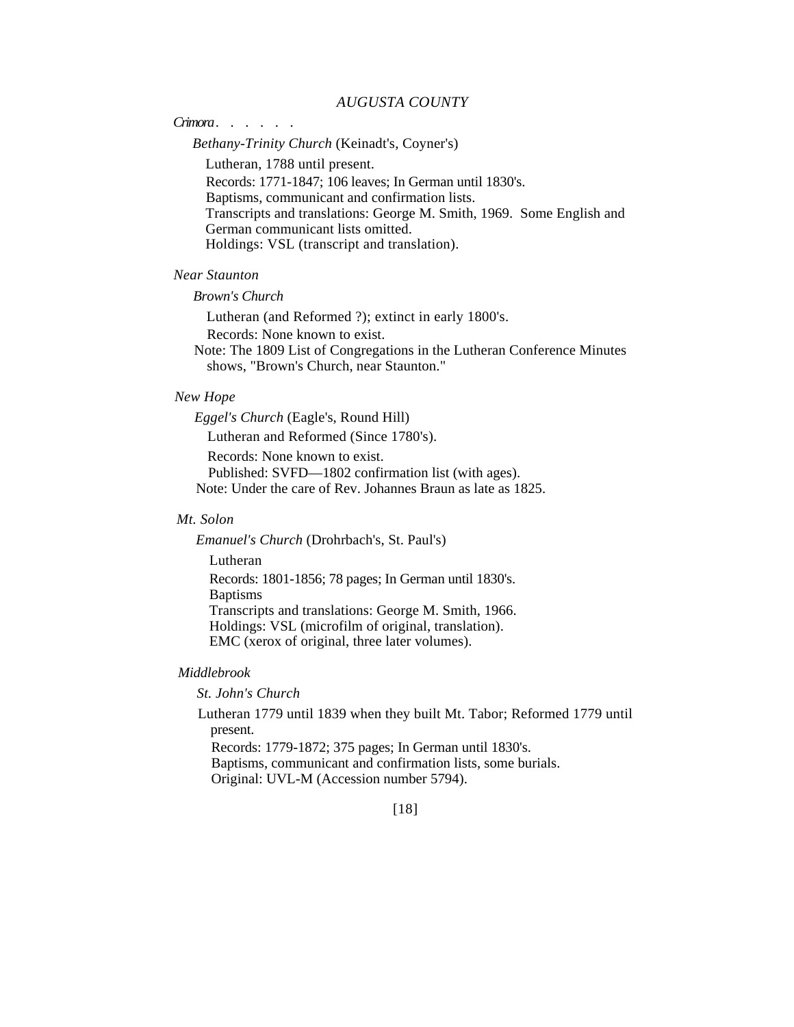## *AUGUSTA COUNTY*

*Crimora . . . . . .*

*Bethany-Trinity Church* (Keinadt's, Coyner's)

Lutheran, 1788 until present.
Records: 1771-1847; 106 leaves; In German until 1830's.
Baptisms, communicant and confirmation lists.
Transcripts and translations: George M. Smith, 1969. Some English and German communicant lists omitted.
Holdings: VSL (transcript and translation).

*Near Staunton*

*Brown's Church*

Lutheran (and Reformed ?); extinct in early 1800's.
Records: None known to exist.
Note: The 1809 List of Congregations in the Lutheran Conference Minutes shows, "Brown's Church, near Staunton."

*New Hope*

*Eggel's Church* (Eagle's, Round Hill)

Lutheran and Reformed (Since 1780's).
Records: None known to exist.
Published: SVFD—1802 confirmation list (with ages).
Note: Under the care of Rev. Johannes Braun as late as 1825.

*Mt. Solon*

*Emanuel's Church* (Drohrbach's, St. Paul's)

Lutheran
Records: 1801-1856; 78 pages; In German until 1830's.
Baptisms
Transcripts and translations: George M. Smith, 1966.
Holdings: VSL (microfilm of original, translation).
EMC (xerox of original, three later volumes).

*Middlebrook*

*St. John's Church*

Lutheran 1779 until 1839 when they built Mt. Tabor; Reformed 1779 until present.
Records: 1779-1872; 375 pages; In German until 1830's.
Baptisms, communicant and confirmation lists, some burials.
Original: UVL-M (Accession number 5794).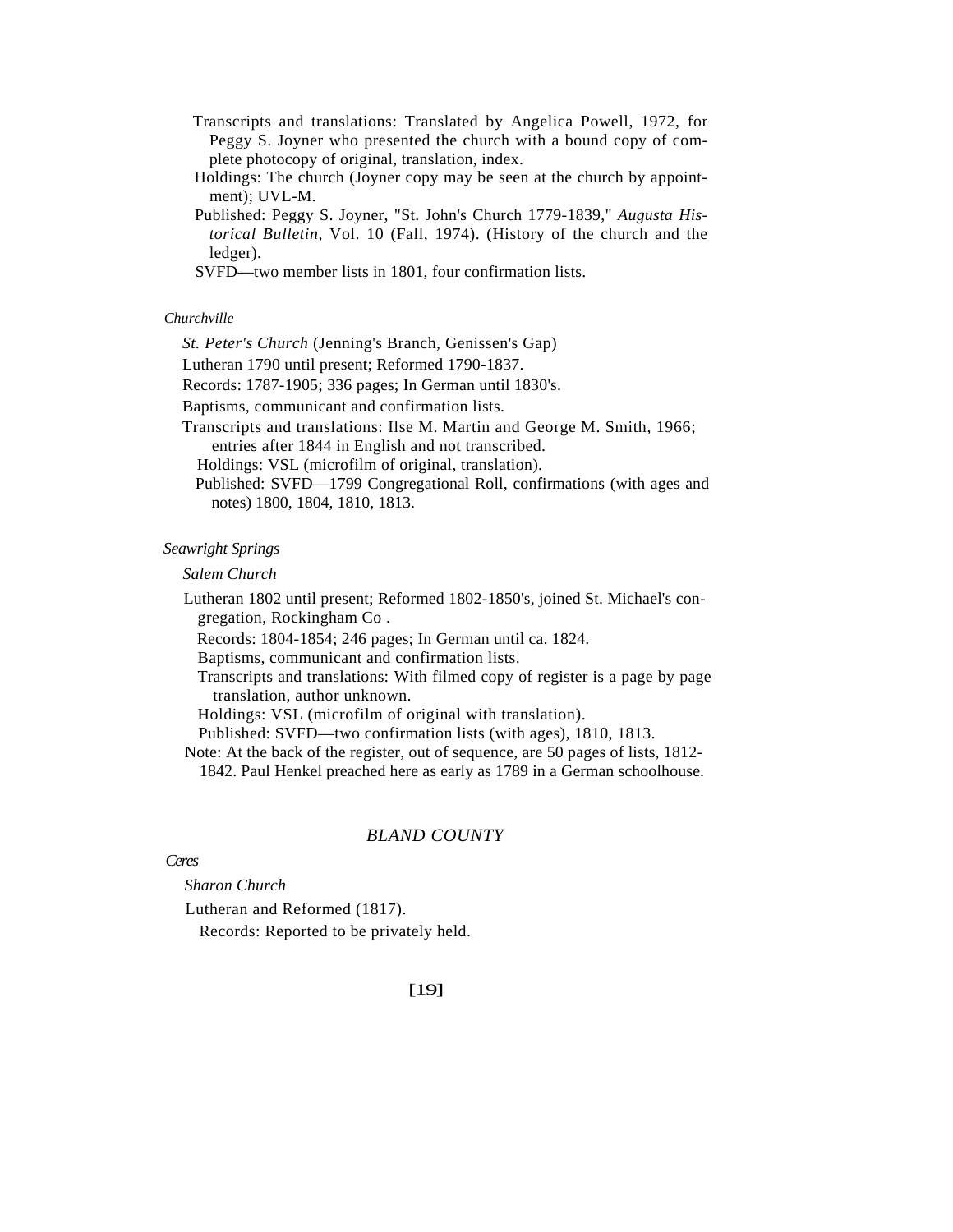Transcripts and translations: Translated by Angelica Powell, 1972, for Peggy S. Joyner who presented the church with a bound copy of complete photocopy of original, translation, index.

Holdings: The church (Joyner copy may be seen at the church by appointment); UVL-M.

Published: Peggy S. Joyner, "St. John's Church 1779-1839," *Augusta Historical Bulletin,* Vol. 10 (Fall, 1974). (History of the church and the ledger).

SVFD—two member lists in 1801, four confirmation lists.

*Churchville*

*St. Peter's Church* (Jenning's Branch, Genissen's Gap)

Lutheran 1790 until present; Reformed 1790-1837.

Records: 1787-1905; 336 pages; In German until 1830's.

Baptisms, communicant and confirmation lists.

Transcripts and translations: Ilse M. Martin and George M. Smith, 1966; entries after 1844 in English and not transcribed.

Holdings: VSL (microfilm of original, translation).

Published: SVFD—1799 Congregational Roll, confirmations (with ages and notes) 1800, 1804, 1810, 1813.

*Seawright Springs*

*Salem Church*

Lutheran 1802 until present; Reformed 1802-1850's, joined St. Michael's congregation, Rockingham Co .

Records: 1804-1854; 246 pages; In German until ca. 1824.

Baptisms, communicant and confirmation lists.

Transcripts and translations: With filmed copy of register is a page by page translation, author unknown.

Holdings: VSL (microfilm of original with translation).

Published: SVFD—two confirmation lists (with ages), 1810, 1813.

Note: At the back of the register, out of sequence, are 50 pages of lists, 1812-1842. Paul Henkel preached here as early as 1789 in a German schoolhouse.

## *BLAND COUNTY*

*Ceres*

*Sharon Church*

Lutheran and Reformed (1817).

Records: Reported to be privately held.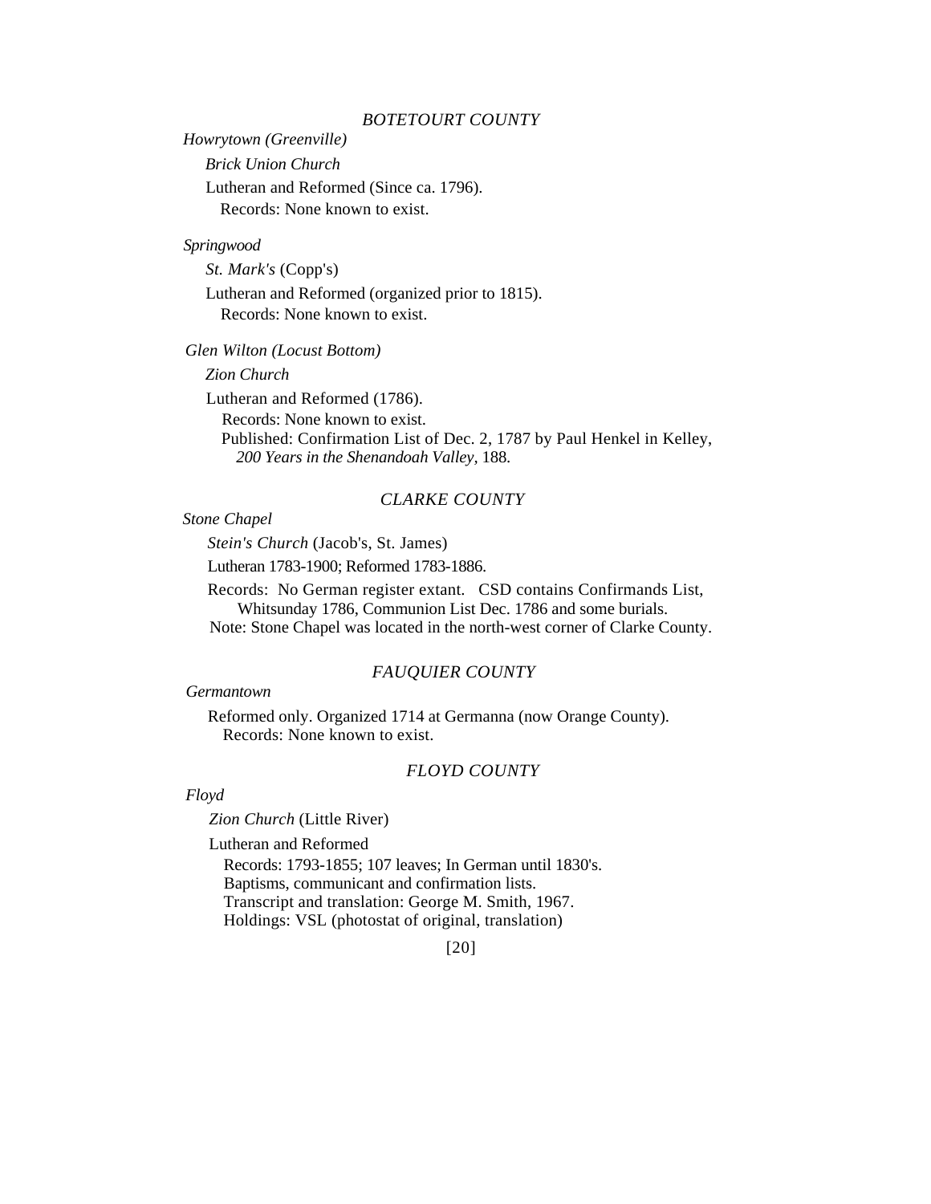## *BOTETOURT COUNTY*

*Howrytown (Greenville)*

*Brick Union Church*

Lutheran and Reformed (Since ca. 1796).
Records: None known to exist.

*Springwood*

*St. Mark's* (Copp's)

Lutheran and Reformed (organized prior to 1815).
Records: None known to exist.

*Glen Wilton (Locust Bottom)*

*Zion Church*

Lutheran and Reformed (1786).
Records: None known to exist.
Published: Confirmation List of Dec. 2, 1787 by Paul Henkel in Kelley, *200 Years in the Shenandoah Valley*, 188.

## *CLARKE COUNTY*

*Stone Chapel*

*Stein's Church* (Jacob's, St. James)

Lutheran 1783-1900; Reformed 1783-1886.

Records: No German register extant. CSD contains Confirmands List, Whitsunday 1786, Communion List Dec. 1786 and some burials.
Note: Stone Chapel was located in the north-west corner of Clarke County.

## *FAUQUIER COUNTY*

*Germantown*

Reformed only. Organized 1714 at Germanna (now Orange County).
Records: None known to exist.

## *FLOYD COUNTY*

*Floyd*

*Zion Church* (Little River)

Lutheran and Reformed
Records: 1793-1855; 107 leaves; In German until 1830's.
Baptisms, communicant and confirmation lists.
Transcript and translation: George M. Smith, 1967.
Holdings: VSL (photostat of original, translation)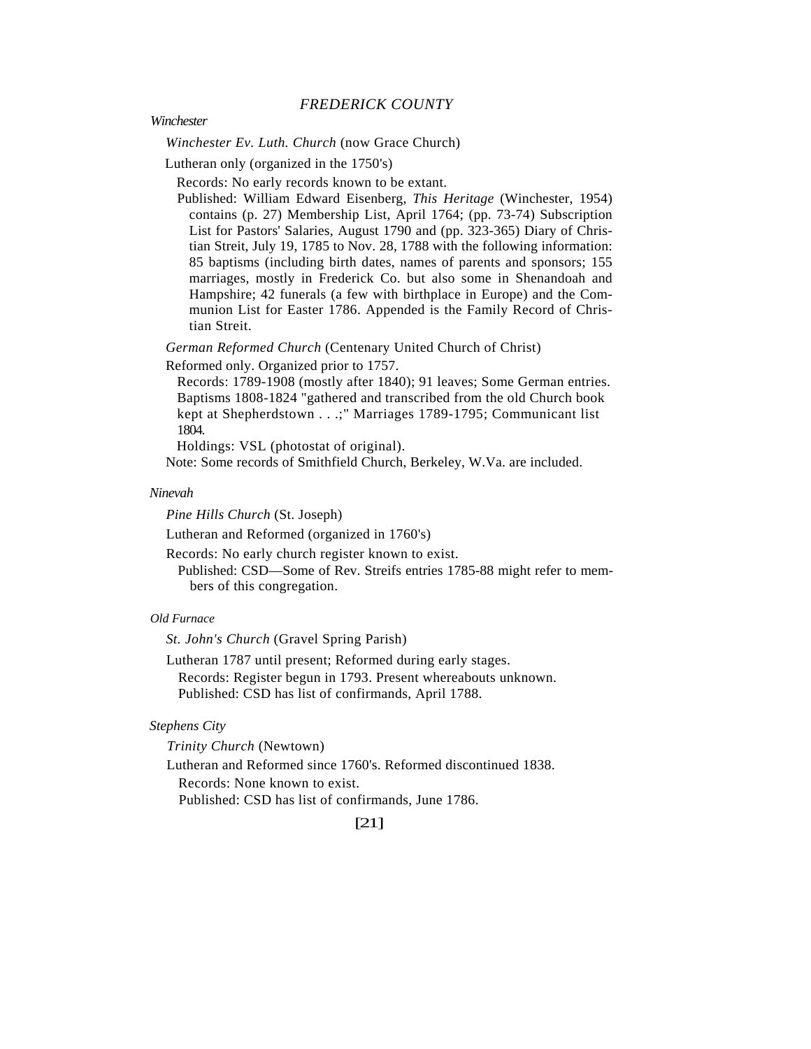## *FREDERICK COUNTY*

### *Winchester*

*Winchester Ev. Luth. Church* (now Grace Church)

Lutheran only (organized in the 1750's)

Records: No early records known to be extant.

Published: William Edward Eisenberg, *This Heritage* (Winchester, 1954) contains (p. 27) Membership List, April 1764; (pp. 73-74) Subscription List for Pastors' Salaries, August 1790 and (pp. 323-365) Diary of Christian Streit, July 19, 1785 to Nov. 28, 1788 with the following information: 85 baptisms (including birth dates, names of parents and sponsors; 155 marriages, mostly in Frederick Co. but also some in Shenandoah and Hampshire; 42 funerals (a few with birthplace in Europe) and the Communion List for Easter 1786. Appended is the Family Record of Christian Streit.

*German Reformed Church* (Centenary United Church of Christ)

Reformed only. Organized prior to 1757.

Records: 1789-1908 (mostly after 1840); 91 leaves; Some German entries. Baptisms 1808-1824 "gathered and transcribed from the old Church book kept at Shepherdstown . . .;" Marriages 1789-1795; Communicant list 1804.

Holdings: VSL (photostat of original).

Note: Some records of Smithfield Church, Berkeley, W.Va. are included.

### *Ninevah*

*Pine Hills Church* (St. Joseph)

Lutheran and Reformed (organized in 1760's)

Records: No early church register known to exist.

Published: CSD—Some of Rev. Streifs entries 1785-88 might refer to members of this congregation.

### *Old Furnace*

*St. John's Church* (Gravel Spring Parish)

Lutheran 1787 until present; Reformed during early stages.

Records: Register begun in 1793. Present whereabouts unknown.

Published: CSD has list of confirmands, April 1788.

### *Stephens City*

*Trinity Church* (Newtown)

Lutheran and Reformed since 1760's. Reformed discontinued 1838.

Records: None known to exist.

Published: CSD has list of confirmands, June 1786.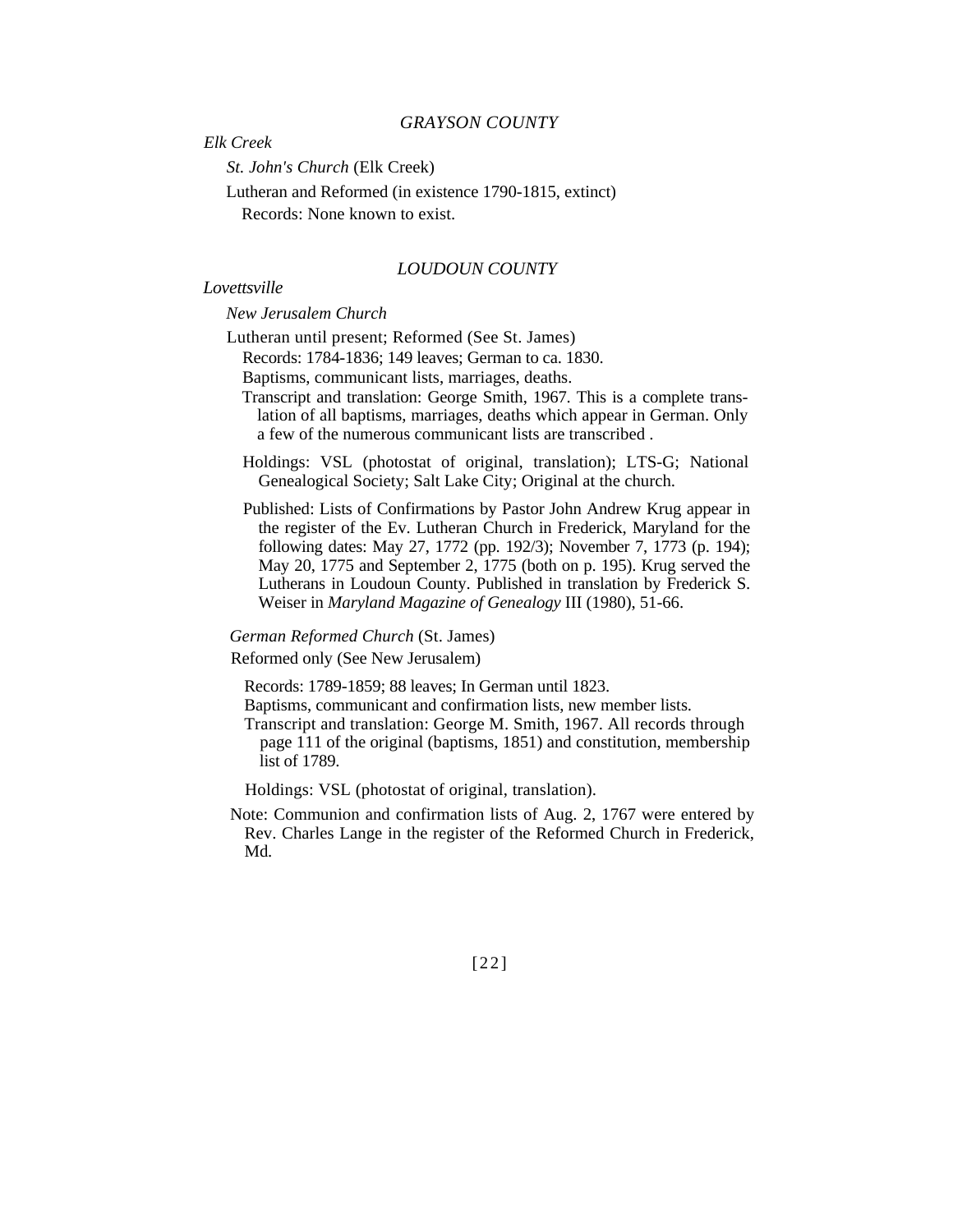## *GRAYSON COUNTY*

### *Elk Creek*

*St. John's Church* (Elk Creek)

Lutheran and Reformed (in existence 1790-1815, extinct)

Records: None known to exist.

## *LOUDOUN COUNTY*

### *Lovettsville*

*New Jerusalem Church*

Lutheran until present; Reformed (See St. James)

Records: 1784-1836; 149 leaves; German to ca. 1830.

Baptisms, communicant lists, marriages, deaths.

Transcript and translation: George Smith, 1967. This is a complete translation of all baptisms, marriages, deaths which appear in German. Only a few of the numerous communicant lists are transcribed .

Holdings: VSL (photostat of original, translation); LTS-G; National Genealogical Society; Salt Lake City; Original at the church.

Published: Lists of Confirmations by Pastor John Andrew Krug appear in the register of the Ev. Lutheran Church in Frederick, Maryland for the following dates: May 27, 1772 (pp. 192/3); November 7, 1773 (p. 194); May 20, 1775 and September 2, 1775 (both on p. 195). Krug served the Lutherans in Loudoun County. Published in translation by Frederick S. Weiser in *Maryland Magazine of Genealogy* III (1980), 51-66.

*German Reformed Church* (St. James)

Reformed only (See New Jerusalem)

Records: 1789-1859; 88 leaves; In German until 1823.

Baptisms, communicant and confirmation lists, new member lists.

Transcript and translation: George M. Smith, 1967. All records through page 111 of the original (baptisms, 1851) and constitution, membership list of 1789.

Holdings: VSL (photostat of original, translation).

Note: Communion and confirmation lists of Aug. 2, 1767 were entered by Rev. Charles Lange in the register of the Reformed Church in Frederick, Md.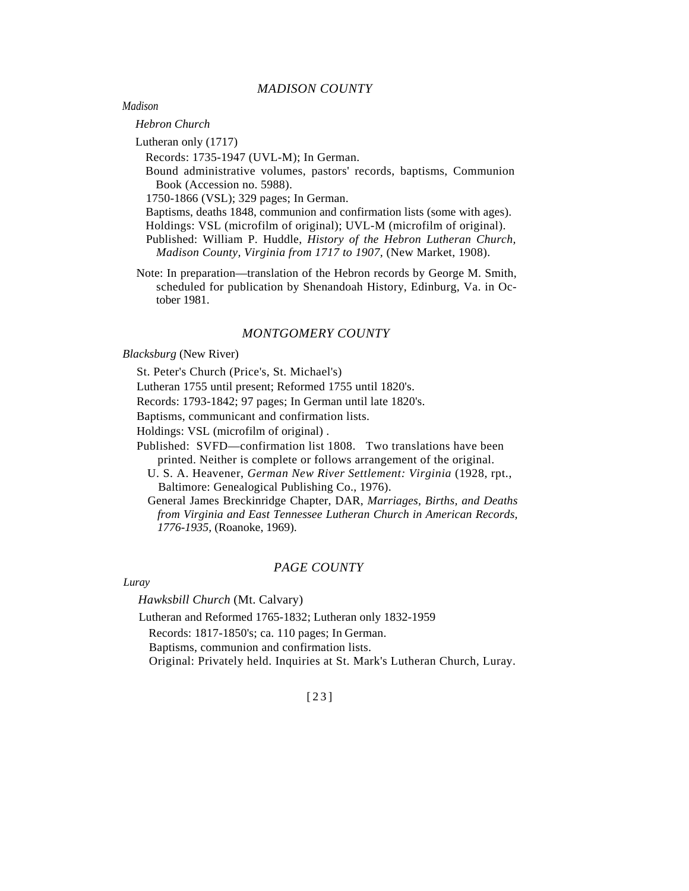## *MADISON COUNTY*

*Madison*

*Hebron Church*

Lutheran only (1717)

Records: 1735-1947 (UVL-M); In German.

Bound administrative volumes, pastors' records, baptisms, Communion Book (Accession no. 5988).

1750-1866 (VSL); 329 pages; In German.

Baptisms, deaths 1848, communion and confirmation lists (some with ages).

Holdings: VSL (microfilm of original); UVL-M (microfilm of original).

Published: William P. Huddle, *History of the Hebron Lutheran Church, Madison County, Virginia from 1717 to 1907*, (New Market, 1908).

Note: In preparation—translation of the Hebron records by George M. Smith, scheduled for publication by Shenandoah History, Edinburg, Va. in October 1981.

## *MONTGOMERY COUNTY*

*Blacksburg* (New River)

St. Peter's Church (Price's, St. Michael's)

Lutheran 1755 until present; Reformed 1755 until 1820's.

Records: 1793-1842; 97 pages; In German until late 1820's.

Baptisms, communicant and confirmation lists.

Holdings: VSL (microfilm of original) .

Published: SVFD—confirmation list 1808. Two translations have been printed. Neither is complete or follows arrangement of the original.

U. S. A. Heavener, *German New River Settlement: Virginia* (1928, rpt., Baltimore: Genealogical Publishing Co., 1976).

General James Breckinridge Chapter, DAR, *Marriages, Births, and Deaths from Virginia and East Tennessee Lutheran Church in American Records, 1776-1935*, (Roanoke, 1969).

## *PAGE COUNTY*

*Luray*

*Hawksbill Church* (Mt. Calvary)

Lutheran and Reformed 1765-1832; Lutheran only 1832-1959

Records: 1817-1850's; ca. 110 pages; In German.

Baptisms, communion and confirmation lists.

Original: Privately held. Inquiries at St. Mark's Lutheran Church, Luray.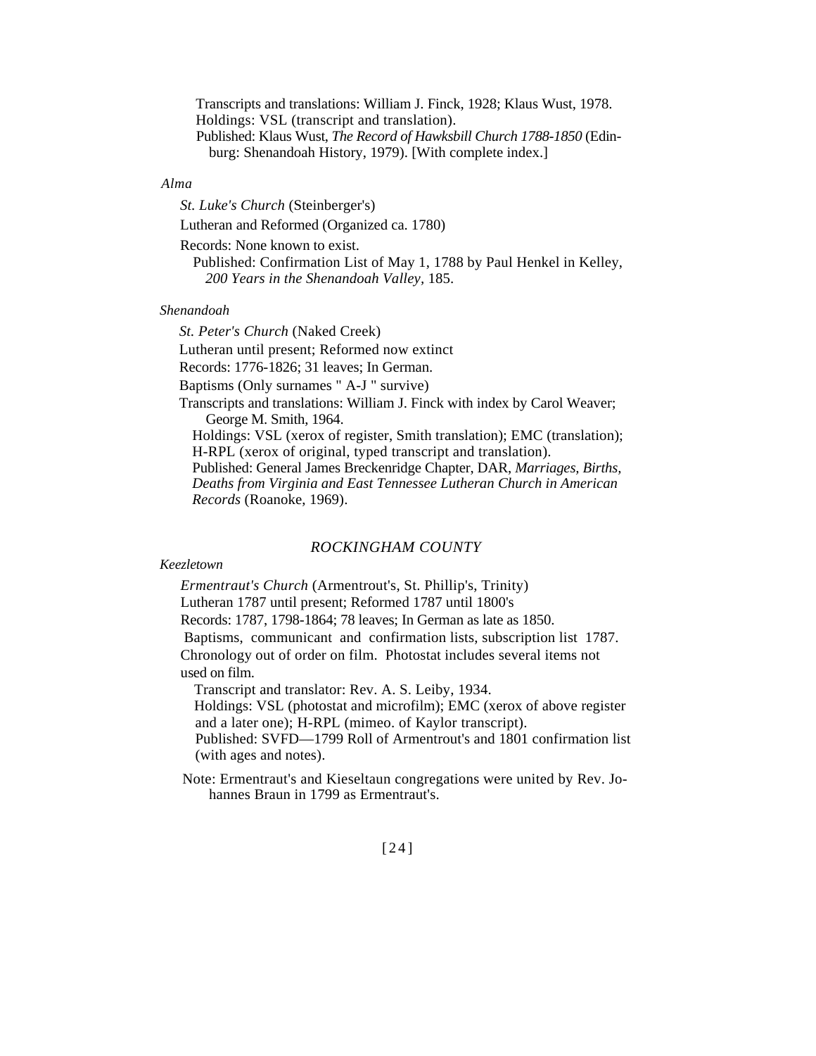Transcripts and translations: William J. Finck, 1928; Klaus Wust, 1978.
Holdings: VSL (transcript and translation).
Published: Klaus Wust, *The Record of Hawksbill Church 1788-1850* (Edinburg: Shenandoah History, 1979). [With complete index.]

*Alma*

*St. Luke's Church* (Steinberger's)

Lutheran and Reformed (Organized ca. 1780)

Records: None known to exist.
Published: Confirmation List of May 1, 1788 by Paul Henkel in Kelley, *200 Years in the Shenandoah Valley*, 185.

*Shenandoah*

*St. Peter's Church* (Naked Creek)

Lutheran until present; Reformed now extinct

Records: 1776-1826; 31 leaves; In German.

Baptisms (Only surnames " A-J " survive)

Transcripts and translations: William J. Finck with index by Carol Weaver; George M. Smith, 1964.
Holdings: VSL (xerox of register, Smith translation); EMC (translation); H-RPL (xerox of original, typed transcript and translation).
Published: General James Breckenridge Chapter, DAR, *Marriages, Births, Deaths from Virginia and East Tennessee Lutheran Church in American Records* (Roanoke, 1969).

## *ROCKINGHAM COUNTY*

*Keezletown*

*Ermentraut's Church* (Armentrout's, St. Phillip's, Trinity)
Lutheran 1787 until present; Reformed 1787 until 1800's
Records: 1787, 1798-1864; 78 leaves; In German as late as 1850.
Baptisms, communicant and confirmation lists, subscription list 1787. Chronology out of order on film. Photostat includes several items not used on film.
Transcript and translator: Rev. A. S. Leiby, 1934.
Holdings: VSL (photostat and microfilm); EMC (xerox of above register and a later one); H-RPL (mimeo. of Kaylor transcript).
Published: SVFD—1799 Roll of Armentrout's and 1801 confirmation list (with ages and notes).

Note: Ermentraut's and Kieseltaun congregations were united by Rev. Johannes Braun in 1799 as Ermentraut's.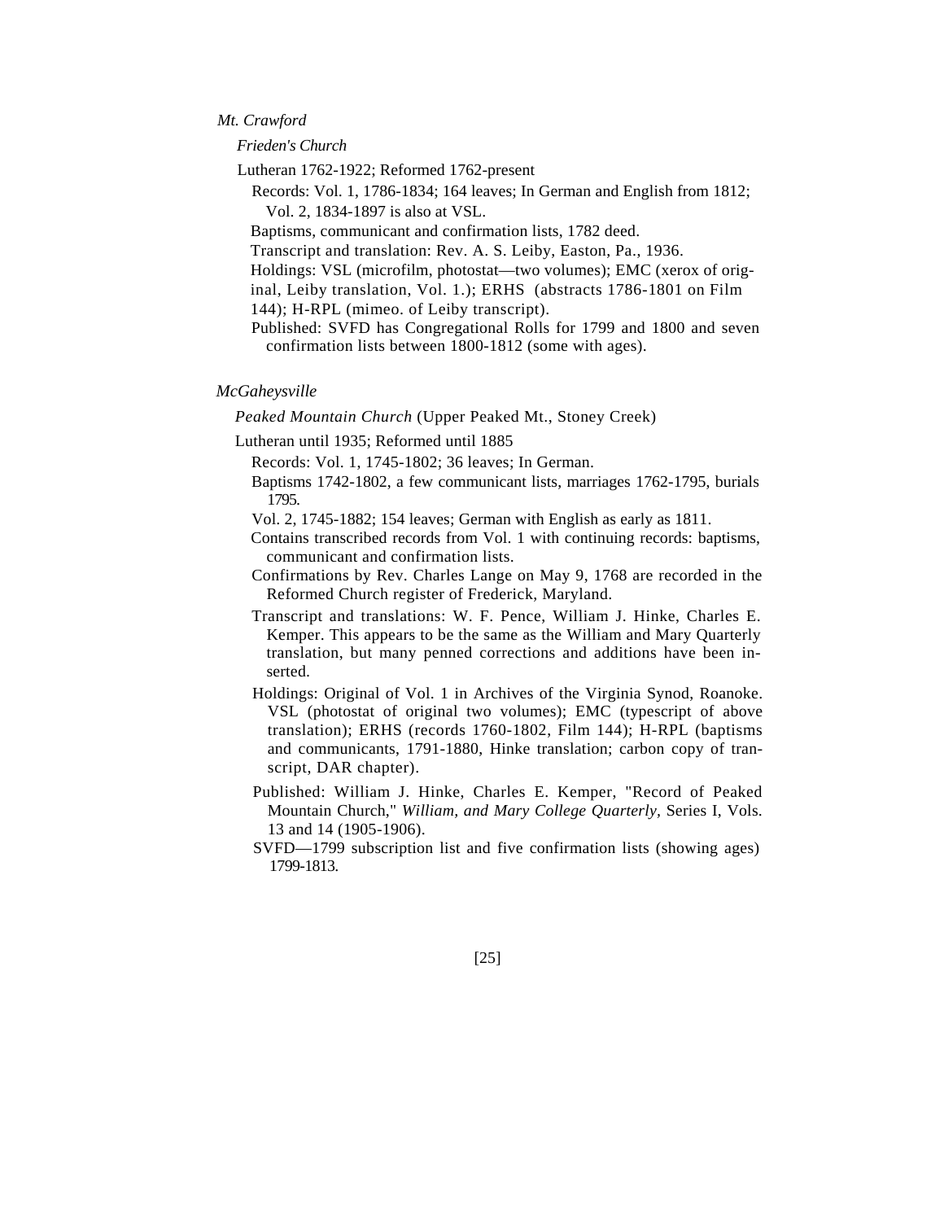*Mt. Crawford*

*Frieden's Church*

Lutheran 1762-1922; Reformed 1762-present

Records: Vol. 1, 1786-1834; 164 leaves; In German and English from 1812; Vol. 2, 1834-1897 is also at VSL.

Baptisms, communicant and confirmation lists, 1782 deed.

Transcript and translation: Rev. A. S. Leiby, Easton, Pa., 1936.

Holdings: VSL (microfilm, photostat—two volumes); EMC (xerox of original, Leiby translation, Vol. 1.); ERHS (abstracts 1786-1801 on Film 144); H-RPL (mimeo. of Leiby transcript).

Published: SVFD has Congregational Rolls for 1799 and 1800 and seven confirmation lists between 1800-1812 (some with ages).

*McGaheysville*

*Peaked Mountain Church* (Upper Peaked Mt., Stoney Creek)

Lutheran until 1935; Reformed until 1885

Records: Vol. 1, 1745-1802; 36 leaves; In German.

Baptisms 1742-1802, a few communicant lists, marriages 1762-1795, burials 1795.

Vol. 2, 1745-1882; 154 leaves; German with English as early as 1811.

Contains transcribed records from Vol. 1 with continuing records: baptisms, communicant and confirmation lists.

Confirmations by Rev. Charles Lange on May 9, 1768 are recorded in the Reformed Church register of Frederick, Maryland.

Transcript and translations: W. F. Pence, William J. Hinke, Charles E. Kemper. This appears to be the same as the William and Mary Quarterly translation, but many penned corrections and additions have been inserted.

Holdings: Original of Vol. 1 in Archives of the Virginia Synod, Roanoke. VSL (photostat of original two volumes); EMC (typescript of above translation); ERHS (records 1760-1802, Film 144); H-RPL (baptisms and communicants, 1791-1880, Hinke translation; carbon copy of transcript, DAR chapter).

Published: William J. Hinke, Charles E. Kemper, "Record of Peaked Mountain Church," *William, and Mary College Quarterly,* Series I, Vols. 13 and 14 (1905-1906).

SVFD—1799 subscription list and five confirmation lists (showing ages) 1799-1813.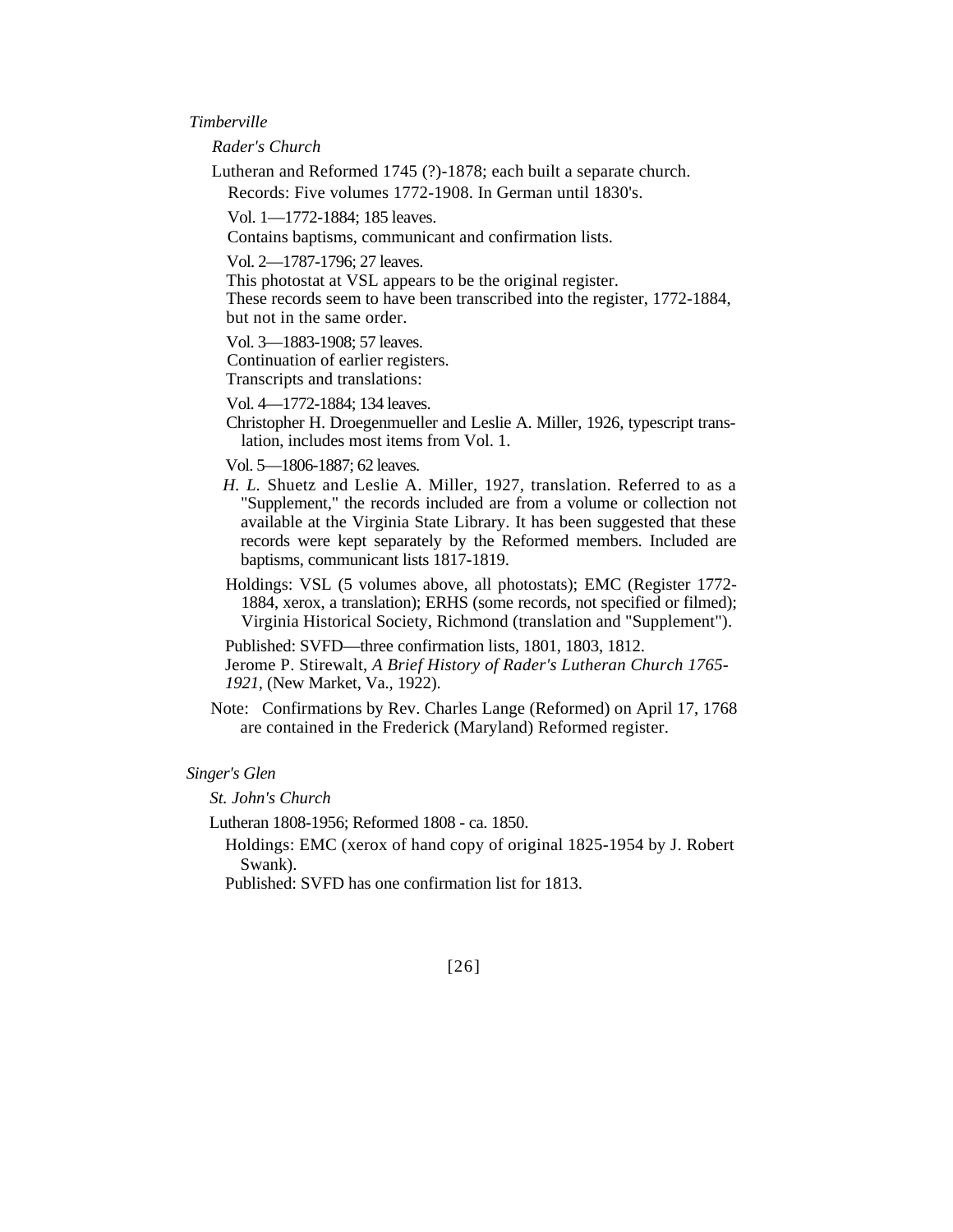*Timberville*

*Rader's Church*

Lutheran and Reformed 1745 (?)-1878; each built a separate church.

Records: Five volumes 1772-1908. In German until 1830's.

Vol. 1—1772-1884; 185 leaves.

Contains baptisms, communicant and confirmation lists.

Vol. 2—1787-1796; 27 leaves.

This photostat at VSL appears to be the original register.

These records seem to have been transcribed into the register, 1772-1884, but not in the same order.

Vol. 3—1883-1908; 57 leaves.

Continuation of earlier registers.

Transcripts and translations:

Vol. 4—1772-1884; 134 leaves.

Christopher H. Droegenmueller and Leslie A. Miller, 1926, typescript translation, includes most items from Vol. 1.

Vol. 5—1806-1887; 62 leaves.

*H. L.* Shuetz and Leslie A. Miller, 1927, translation. Referred to as a "Supplement," the records included are from a volume or collection not available at the Virginia State Library. It has been suggested that these records were kept separately by the Reformed members. Included are baptisms, communicant lists 1817-1819.

Holdings: VSL (5 volumes above, all photostats); EMC (Register 1772-1884, xerox, a translation); ERHS (some records, not specified or filmed); Virginia Historical Society, Richmond (translation and "Supplement").

Published: SVFD—three confirmation lists, 1801, 1803, 1812.

Jerome P. Stirewalt, *A Brief History of Rader's Lutheran Church 1765-1921*, (New Market, Va., 1922).

Note: Confirmations by Rev. Charles Lange (Reformed) on April 17, 1768 are contained in the Frederick (Maryland) Reformed register.

*Singer's Glen*

*St. John's Church*

Lutheran 1808-1956; Reformed 1808 - ca. 1850.

Holdings: EMC (xerox of hand copy of original 1825-1954 by J. Robert Swank).

Published: SVFD has one confirmation list for 1813.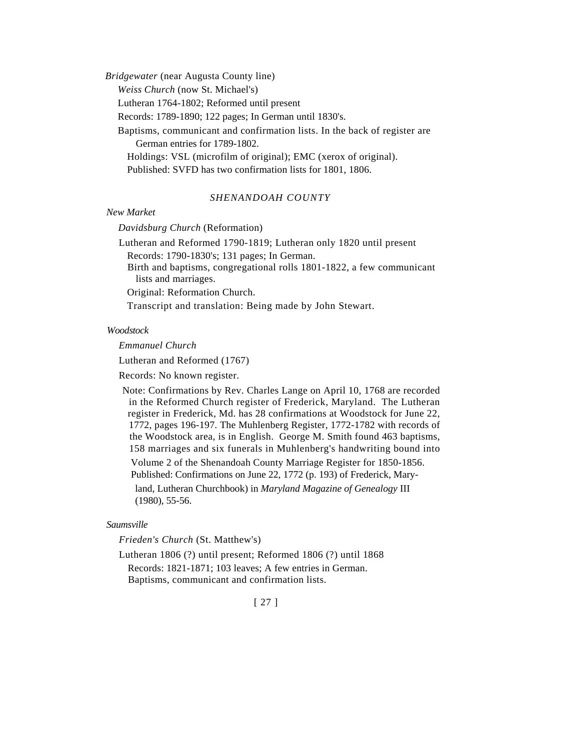*Bridgewater* (near Augusta County line)

*Weiss Church* (now St. Michael's)

Lutheran 1764-1802; Reformed until present

Records: 1789-1890; 122 pages; In German until 1830's.

Baptisms, communicant and confirmation lists. In the back of register are German entries for 1789-1802.

Holdings: VSL (microfilm of original); EMC (xerox of original).

Published: SVFD has two confirmation lists for 1801, 1806.

## *SHENANDOAH COUNTY*

*New Market*

*Davidsburg Church* (Reformation)

Lutheran and Reformed 1790-1819; Lutheran only 1820 until present

Records: 1790-1830's; 131 pages; In German.

Birth and baptisms, congregational rolls 1801-1822, a few communicant lists and marriages.

Original: Reformation Church.

Transcript and translation: Being made by John Stewart.

*Woodstock*

*Emmanuel Church*

Lutheran and Reformed (1767)

Records: No known register.

Note: Confirmations by Rev. Charles Lange on April 10, 1768 are recorded in the Reformed Church register of Frederick, Maryland. The Lutheran register in Frederick, Md. has 28 confirmations at Woodstock for June 22, 1772, pages 196-197. The Muhlenberg Register, 1772-1782 with records of the Woodstock area, is in English. George M. Smith found 463 baptisms, 158 marriages and six funerals in Muhlenberg's handwriting bound into Volume 2 of the Shenandoah County Marriage Register for 1850-1856.

Published: Confirmations on June 22, 1772 (p. 193) of Frederick, Maryland, Lutheran Churchbook) in *Maryland Magazine of Genealogy* III (1980), 55-56.

*Saumsville*

*Frieden's Church* (St. Matthew's)

Lutheran 1806 (?) until present; Reformed 1806 (?) until 1868

Records: 1821-1871; 103 leaves; A few entries in German.

Baptisms, communicant and confirmation lists.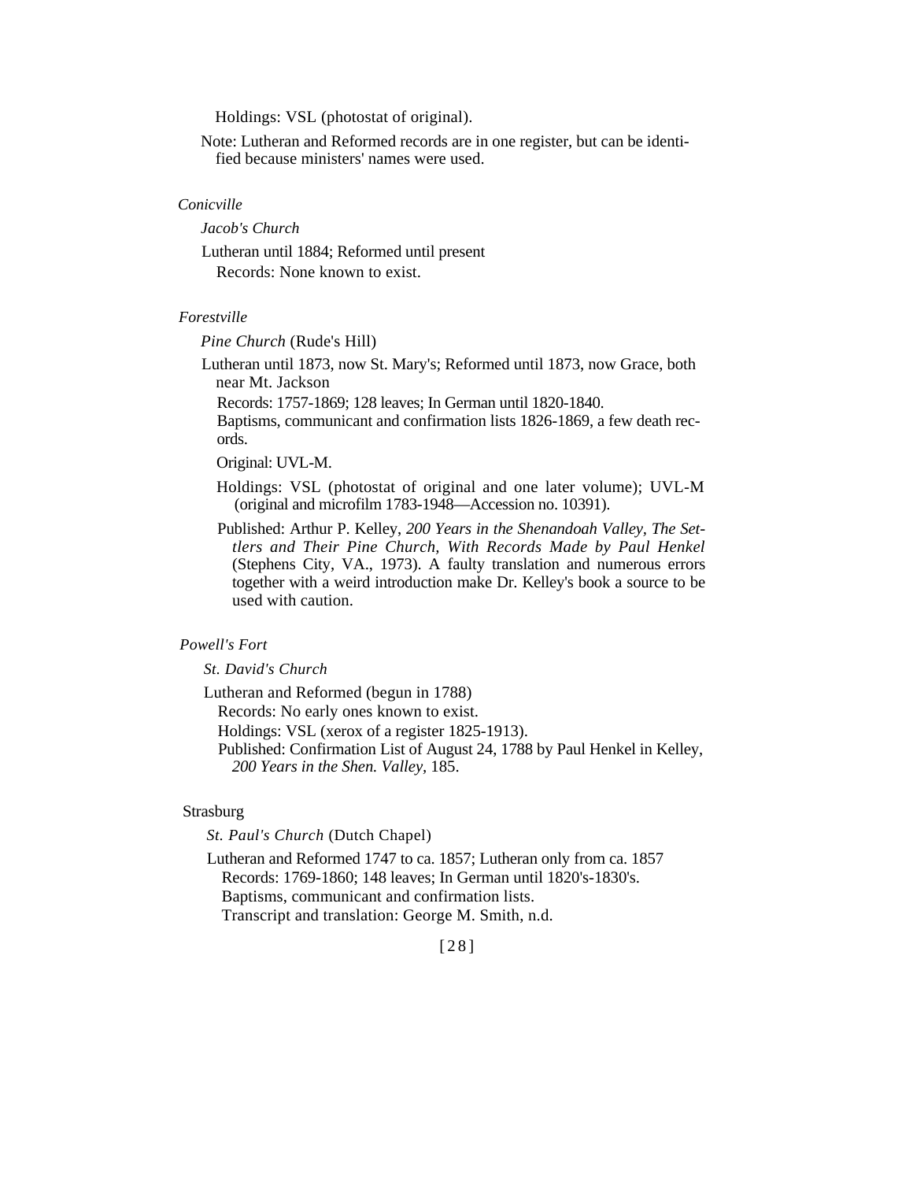Holdings: VSL (photostat of original).

Note: Lutheran and Reformed records are in one register, but can be identified because ministers' names were used.

*Conicville*

*Jacob's Church*

Lutheran until 1884; Reformed until present

Records: None known to exist.

*Forestville*

*Pine Church* (Rude's Hill)

Lutheran until 1873, now St. Mary's; Reformed until 1873, now Grace, both near Mt. Jackson

Records: 1757-1869; 128 leaves; In German until 1820-1840.

Baptisms, communicant and confirmation lists 1826-1869, a few death records.

Original: UVL-M.

Holdings: VSL (photostat of original and one later volume); UVL-M (original and microfilm 1783-1948—Accession no. 10391).

Published: Arthur P. Kelley, *200 Years in the Shenandoah Valley, The Settlers and Their Pine Church, With Records Made by Paul Henkel* (Stephens City, VA., 1973). A faulty translation and numerous errors together with a weird introduction make Dr. Kelley's book a source to be used with caution.

*Powell's Fort*

*St. David's Church*

Lutheran and Reformed (begun in 1788)

Records: No early ones known to exist.

Holdings: VSL (xerox of a register 1825-1913).

Published: Confirmation List of August 24, 1788 by Paul Henkel in Kelley, *200 Years in the Shen. Valley*, 185.

Strasburg

*St. Paul's Church* (Dutch Chapel)

Lutheran and Reformed 1747 to ca. 1857; Lutheran only from ca. 1857

Records: 1769-1860; 148 leaves; In German until 1820's-1830's.

Baptisms, communicant and confirmation lists.

Transcript and translation: George M. Smith, n.d.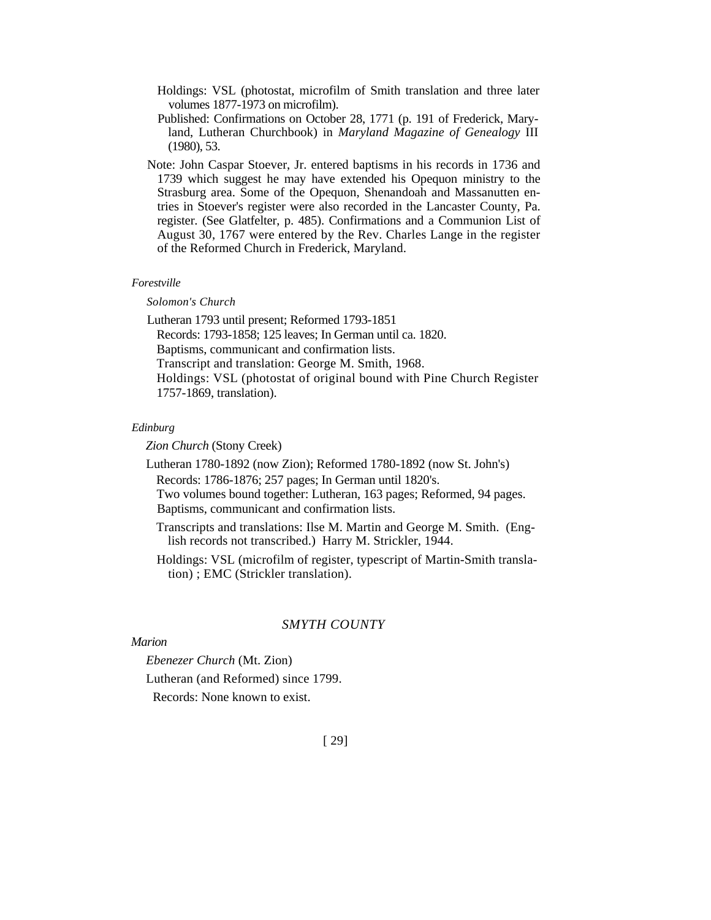Holdings: VSL (photostat, microfilm of Smith translation and three later volumes 1877-1973 on microfilm).

Published: Confirmations on October 28, 1771 (p. 191 of Frederick, Maryland, Lutheran Churchbook) in *Maryland Magazine of Genealogy* III (1980), 53.

Note: John Caspar Stoever, Jr. entered baptisms in his records in 1736 and 1739 which suggest he may have extended his Opequon ministry to the Strasburg area. Some of the Opequon, Shenandoah and Massanutten entries in Stoever's register were also recorded in the Lancaster County, Pa. register. (See Glatfelter, p. 485). Confirmations and a Communion List of August 30, 1767 were entered by the Rev. Charles Lange in the register of the Reformed Church in Frederick, Maryland.

*Forestville*

*Solomon's Church*

Lutheran 1793 until present; Reformed 1793-1851

Records: 1793-1858; 125 leaves; In German until ca. 1820.

Baptisms, communicant and confirmation lists.

Transcript and translation: George M. Smith, 1968.

Holdings: VSL (photostat of original bound with Pine Church Register 1757-1869, translation).

*Edinburg*

*Zion Church* (Stony Creek)

Lutheran 1780-1892 (now Zion); Reformed 1780-1892 (now St. John's)

Records: 1786-1876; 257 pages; In German until 1820's.

Two volumes bound together: Lutheran, 163 pages; Reformed, 94 pages.

Baptisms, communicant and confirmation lists.

Transcripts and translations: Ilse M. Martin and George M. Smith. (English records not transcribed.) Harry M. Strickler, 1944.

Holdings: VSL (microfilm of register, typescript of Martin-Smith translation) ; EMC (Strickler translation).

## *SMYTH COUNTY*

*Marion*

*Ebenezer Church* (Mt. Zion)

Lutheran (and Reformed) since 1799.

Records: None known to exist.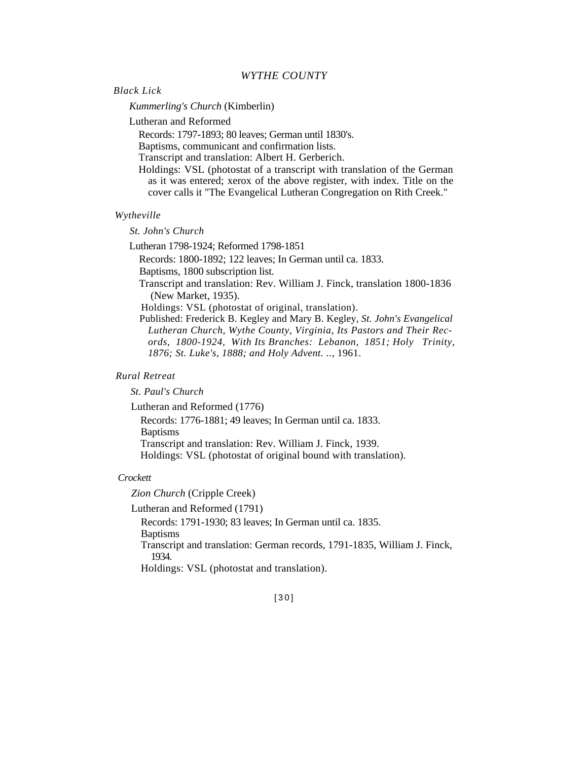## *WYTHE COUNTY*

### *Black Lick*

*Kummerling's Church* (Kimberlin)

Lutheran and Reformed

Records: 1797-1893; 80 leaves; German until 1830's.
Baptisms, communicant and confirmation lists.
Transcript and translation: Albert H. Gerberich.
Holdings: VSL (photostat of a transcript with translation of the German as it was entered; xerox of the above register, with index. Title on the cover calls it "The Evangelical Lutheran Congregation on Rith Creek."

### *Wytheville*

*St. John's Church*

Lutheran 1798-1924; Reformed 1798-1851

Records: 1800-1892; 122 leaves; In German until ca. 1833.
Baptisms, 1800 subscription list.
Transcript and translation: Rev. William J. Finck, translation 1800-1836 (New Market, 1935).
Holdings: VSL (photostat of original, translation).
Published: Frederick B. Kegley and Mary B. Kegley, *St. John's Evangelical Lutheran Church, Wythe County, Virginia, Its Pastors and Their Records, 1800-1924, With Its Branches: Lebanon, 1851; Holy Trinity, 1876; St. Luke's, 1888; and Holy Advent. ..*, 1961.

### *Rural Retreat*

*St. Paul's Church*

Lutheran and Reformed (1776)

Records: 1776-1881; 49 leaves; In German until ca. 1833.
Baptisms
Transcript and translation: Rev. William J. Finck, 1939.
Holdings: VSL (photostat of original bound with translation).

### *Crockett*

*Zion Church* (Cripple Creek)

Lutheran and Reformed (1791)

Records: 1791-1930; 83 leaves; In German until ca. 1835.
Baptisms
Transcript and translation: German records, 1791-1835, William J. Finck, 1934.
Holdings: VSL (photostat and translation).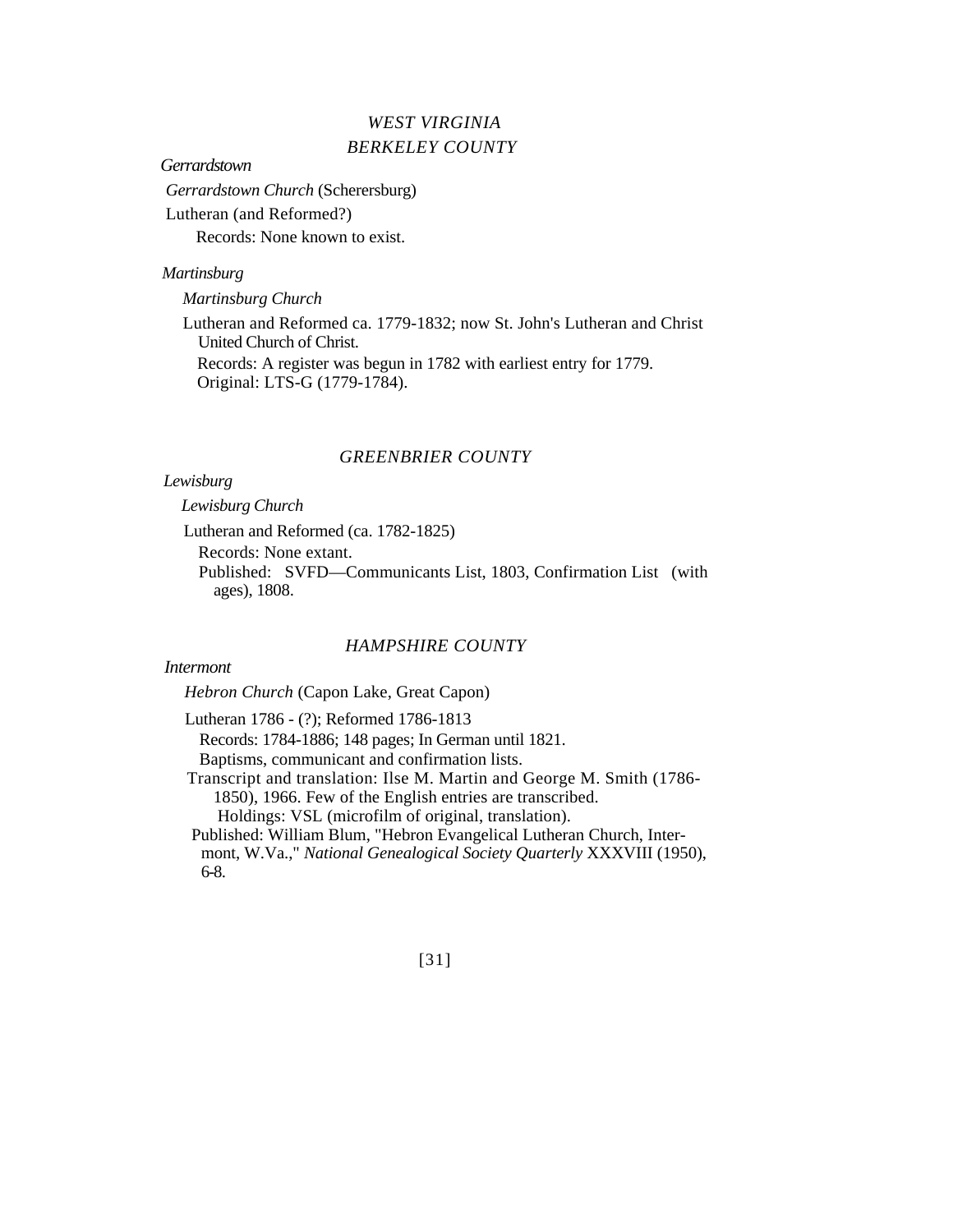# *WEST VIRGINIA*

## *BERKELEY COUNTY*

### *Gerrardstown*

*Gerrardstown Church* (Scherersburg)

Lutheran (and Reformed?)

Records: None known to exist.

### *Martinsburg*

*Martinsburg Church*

Lutheran and Reformed ca. 1779-1832; now St. John's Lutheran and Christ United Church of Christ.

Records: A register was begun in 1782 with earliest entry for 1779.

Original: LTS-G (1779-1784).

## *GREENBRIER COUNTY*

### *Lewisburg*

*Lewisburg Church*

Lutheran and Reformed (ca. 1782-1825)

Records: None extant.

Published: SVFD—Communicants List, 1803, Confirmation List (with ages), 1808.

## *HAMPSHIRE COUNTY*

### *Intermont*

*Hebron Church* (Capon Lake, Great Capon)

Lutheran 1786 - (?); Reformed 1786-1813

Records: 1784-1886; 148 pages; In German until 1821.

Baptisms, communicant and confirmation lists.

Transcript and translation: Ilse M. Martin and George M. Smith (1786-1850), 1966. Few of the English entries are transcribed.

Holdings: VSL (microfilm of original, translation).

Published: William Blum, "Hebron Evangelical Lutheran Church, Intermont, W.Va.," *National Genealogical Society Quarterly* XXXVIII (1950), 6-8.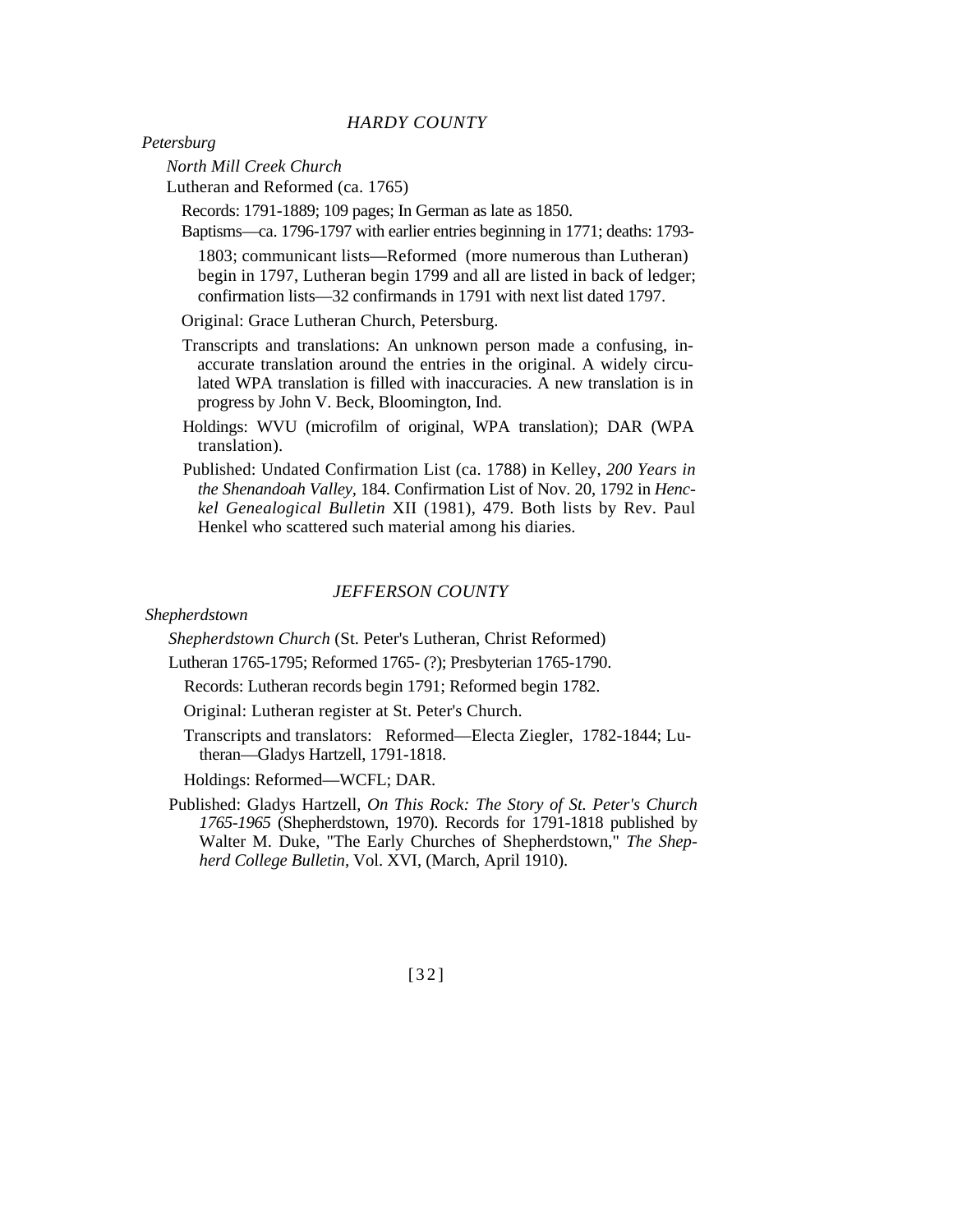## *HARDY COUNTY*

*Petersburg*

*North Mill Creek Church*

Lutheran and Reformed (ca. 1765)

Records: 1791-1889; 109 pages; In German as late as 1850.

Baptisms—ca. 1796-1797 with earlier entries beginning in 1771; deaths: 1793-1803; communicant lists—Reformed (more numerous than Lutheran) begin in 1797, Lutheran begin 1799 and all are listed in back of ledger; confirmation lists—32 confirmands in 1791 with next list dated 1797.

Original: Grace Lutheran Church, Petersburg.

Transcripts and translations: An unknown person made a confusing, inaccurate translation around the entries in the original. A widely circulated WPA translation is filled with inaccuracies. A new translation is in progress by John V. Beck, Bloomington, Ind.

Holdings: WVU (microfilm of original, WPA translation); DAR (WPA translation).

Published: Undated Confirmation List (ca. 1788) in Kelley, *200 Years in the Shenandoah Valley,* 184. Confirmation List of Nov. 20, 1792 in *Henckel Genealogical Bulletin* XII (1981), 479. Both lists by Rev. Paul Henkel who scattered such material among his diaries.

## *JEFFERSON COUNTY*

*Shepherdstown*

*Shepherdstown Church* (St. Peter's Lutheran, Christ Reformed)

Lutheran 1765-1795; Reformed 1765- (?); Presbyterian 1765-1790.

Records: Lutheran records begin 1791; Reformed begin 1782.

Original: Lutheran register at St. Peter's Church.

Transcripts and translators: Reformed—Electa Ziegler, 1782-1844; Lutheran—Gladys Hartzell, 1791-1818.

Holdings: Reformed—WCFL; DAR.

Published: Gladys Hartzell, *On This Rock: The Story of St. Peter's Church 1765-1965* (Shepherdstown, 1970). Records for 1791-1818 published by Walter M. Duke, "The Early Churches of Shepherdstown," *The Shepherd College Bulletin,* Vol. XVI, (March, April 1910).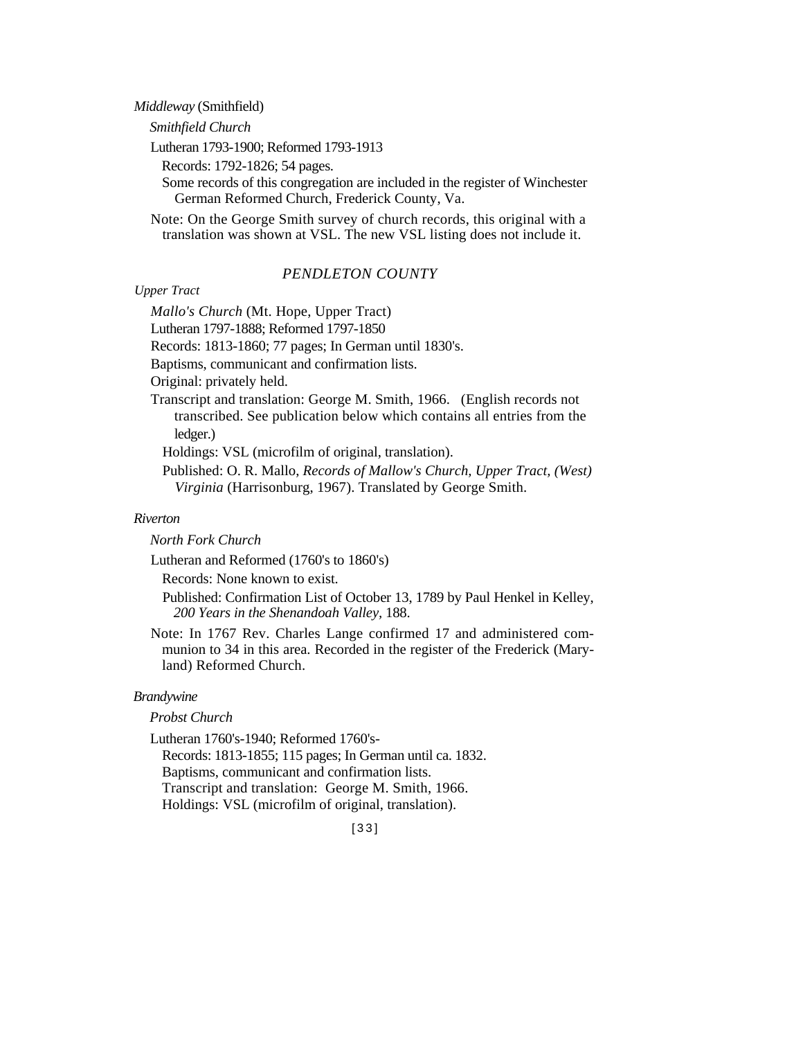*Middleway* (Smithfield)

*Smithfield Church*

Lutheran 1793-1900; Reformed 1793-1913

Records: 1792-1826; 54 pages.

Some records of this congregation are included in the register of Winchester German Reformed Church, Frederick County, Va.

Note: On the George Smith survey of church records, this original with a translation was shown at VSL. The new VSL listing does not include it.

## *PENDLETON COUNTY*

*Upper Tract*

*Mallo's Church* (Mt. Hope, Upper Tract)

Lutheran 1797-1888; Reformed 1797-1850

Records: 1813-1860; 77 pages; In German until 1830's.

Baptisms, communicant and confirmation lists.

Original: privately held.

Transcript and translation: George M. Smith, 1966. (English records not transcribed. See publication below which contains all entries from the ledger.)

Holdings: VSL (microfilm of original, translation).

Published: O. R. Mallo, *Records of Mallow's Church, Upper Tract, (West) Virginia* (Harrisonburg, 1967). Translated by George Smith.

*Riverton*

*North Fork Church*

Lutheran and Reformed (1760's to 1860's)

Records: None known to exist.

Published: Confirmation List of October 13, 1789 by Paul Henkel in Kelley, *200 Years in the Shenandoah Valley,* 188.

Note: In 1767 Rev. Charles Lange confirmed 17 and administered communion to 34 in this area. Recorded in the register of the Frederick (Maryland) Reformed Church.

*Brandywine*

*Probst Church*

Lutheran 1760's-1940; Reformed 1760's-

Records: 1813-1855; 115 pages; In German until ca. 1832.

Baptisms, communicant and confirmation lists.

Transcript and translation: George M. Smith, 1966.

Holdings: VSL (microfilm of original, translation).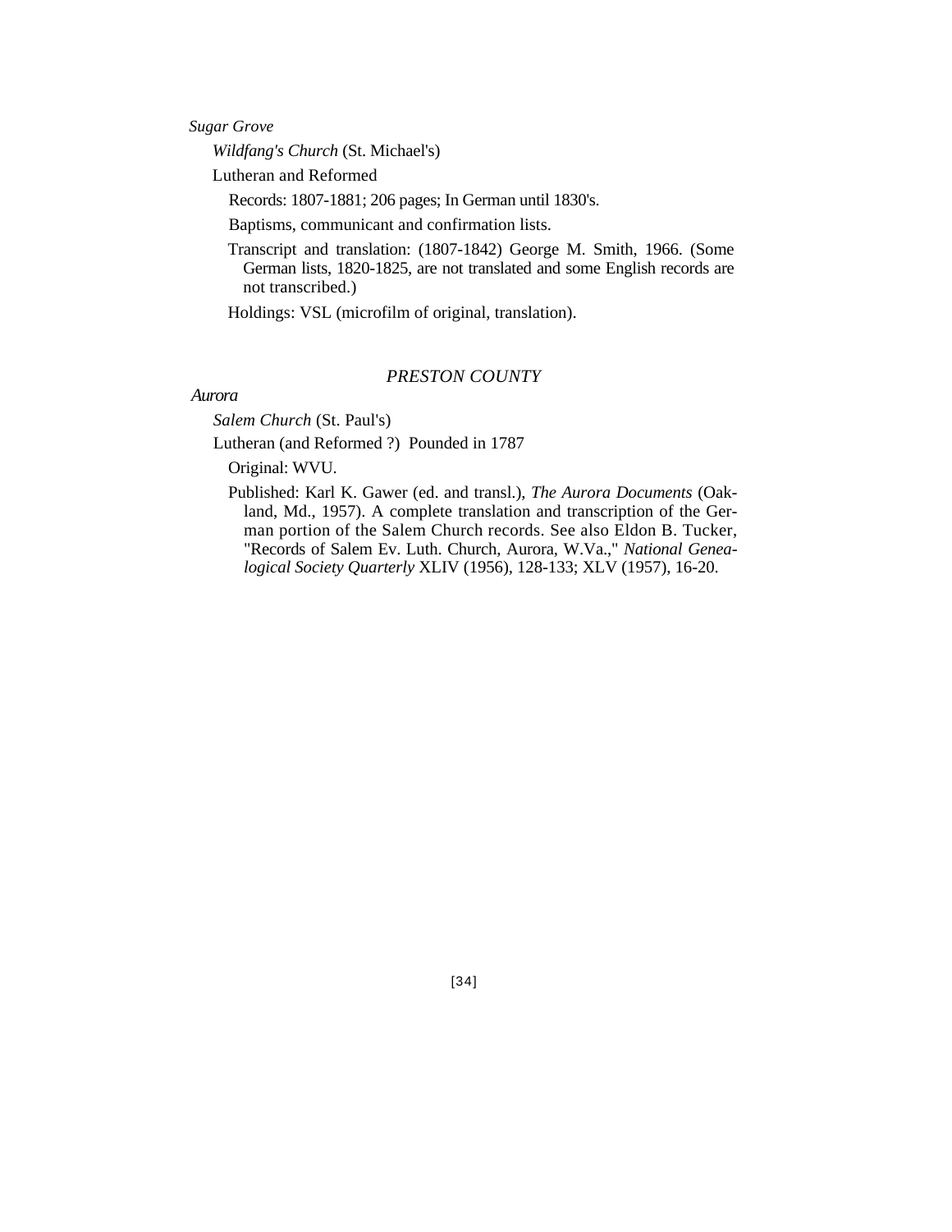*Sugar Grove*

*Wildfang's Church* (St. Michael's)

Lutheran and Reformed

Records: 1807-1881; 206 pages; In German until 1830's.

Baptisms, communicant and confirmation lists.

Transcript and translation: (1807-1842) George M. Smith, 1966. (Some German lists, 1820-1825, are not translated and some English records are not transcribed.)

Holdings: VSL (microfilm of original, translation).

## *PRESTON COUNTY*

*Aurora*

*Salem Church* (St. Paul's)

Lutheran (and Reformed ?) Pounded in 1787

Original: WVU.

Published: Karl K. Gawer (ed. and transl.), *The Aurora Documents* (Oakland, Md., 1957). A complete translation and transcription of the German portion of the Salem Church records. See also Eldon B. Tucker, "Records of Salem Ev. Luth. Church, Aurora, W.Va.," *National Genealogical Society Quarterly* XLIV (1956), 128-133; XLV (1957), 16-20.